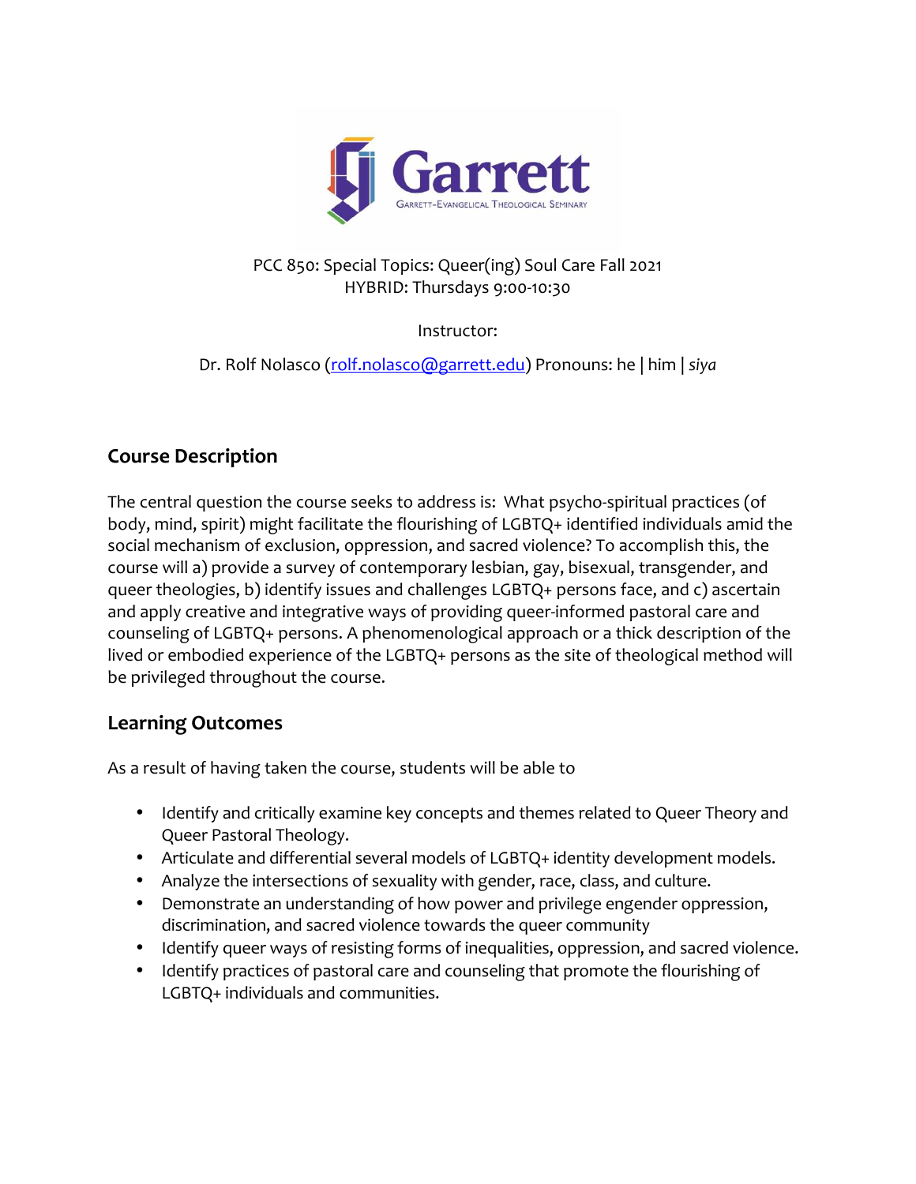Garrett

Garrett-Evangelical Theological Seminary

PCC 850: Special Topics: Queer(ing) Soul Care Fall 2021
HYBRID: Thursdays 9:00-10:30

Instructor:

Dr. Rolf Nolasco (rolf.nolasco@garrett.edu) Pronouns: he | him | *siya*

## Course Description

The central question the course seeks to address is: What psycho-spiritual practices (of body, mind, spirit) might facilitate the flourishing of LGBTQ+ identified individuals amid the social mechanism of exclusion, oppression, and sacred violence? To accomplish this, the course will a) provide a survey of contemporary lesbian, gay, bisexual, transgender, and queer theologies, b) identify issues and challenges LGBTQ+ persons face, and c) ascertain and apply creative and integrative ways of providing queer-informed pastoral care and counseling of LGBTQ+ persons. A phenomenological approach or a thick description of the lived or embodied experience of the LGBTQ+ persons as the site of theological method will be privileged throughout the course.

## Learning Outcomes

As a result of having taken the course, students will be able to

- Identify and critically examine key concepts and themes related to Queer Theory and Queer Pastoral Theology.
- Articulate and differential several models of LGBTQ+ identity development models.
- Analyze the intersections of sexuality with gender, race, class, and culture.
- Demonstrate an understanding of how power and privilege engender oppression, discrimination, and sacred violence towards the queer community
- Identify queer ways of resisting forms of inequalities, oppression, and sacred violence.
- Identify practices of pastoral care and counseling that promote the flourishing of LGBTQ+ individuals and communities.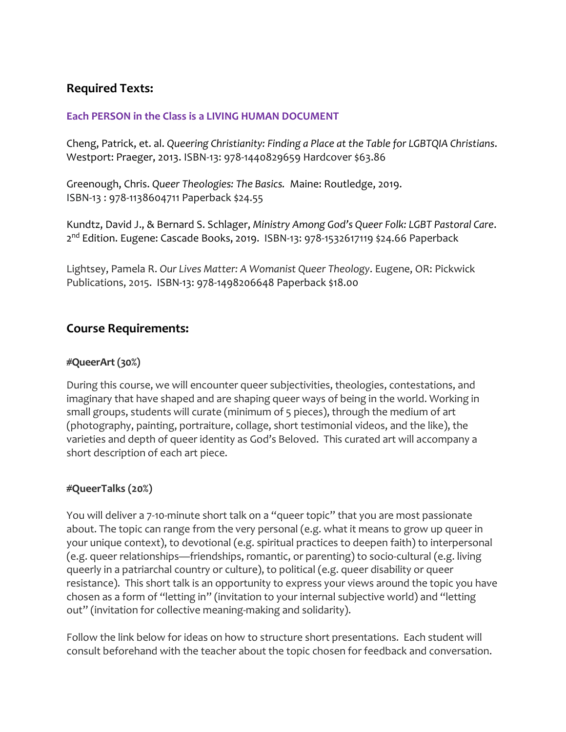## Required Texts:

**Each PERSON in the Class is a LIVING HUMAN DOCUMENT**

Cheng, Patrick, et. al. *Queering Christianity: Finding a Place at the Table for LGBTQIA Christians*. Westport: Praeger, 2013. ISBN-13: 978-1440829659 Hardcover $63.86

Greenough, Chris. *Queer Theologies: The Basics.* Maine: Routledge, 2019. ISBN-13 : 978-1138604711 Paperback $24.55

Kundtz, David J., & Bernard S. Schlager, *Ministry Among God's Queer Folk: LGBT Pastoral Care*. 2nd Edition. Eugene: Cascade Books, 2019. ISBN-13: 978-1532617119 $24.66 Paperback

Lightsey, Pamela R. *Our Lives Matter: A Womanist Queer Theology*. Eugene, OR: Pickwick Publications, 2015. ISBN-13: 978-1498206648 Paperback $18.00

## Course Requirements:

### #QueerArt (30%)

During this course, we will encounter queer subjectivities, theologies, contestations, and imaginary that have shaped and are shaping queer ways of being in the world. Working in small groups, students will curate (minimum of 5 pieces), through the medium of art (photography, painting, portraiture, collage, short testimonial videos, and the like), the varieties and depth of queer identity as God's Beloved. This curated art will accompany a short description of each art piece.

### #QueerTalks (20%)

You will deliver a 7-10-minute short talk on a "queer topic" that you are most passionate about. The topic can range from the very personal (e.g. what it means to grow up queer in your unique context), to devotional (e.g. spiritual practices to deepen faith) to interpersonal (e.g. queer relationships—friendships, romantic, or parenting) to socio-cultural (e.g. living queerly in a patriarchal country or culture), to political (e.g. queer disability or queer resistance). This short talk is an opportunity to express your views around the topic you have chosen as a form of "letting in" (invitation to your internal subjective world) and "letting out" (invitation for collective meaning-making and solidarity).

Follow the link below for ideas on how to structure short presentations. Each student will consult beforehand with the teacher about the topic chosen for feedback and conversation.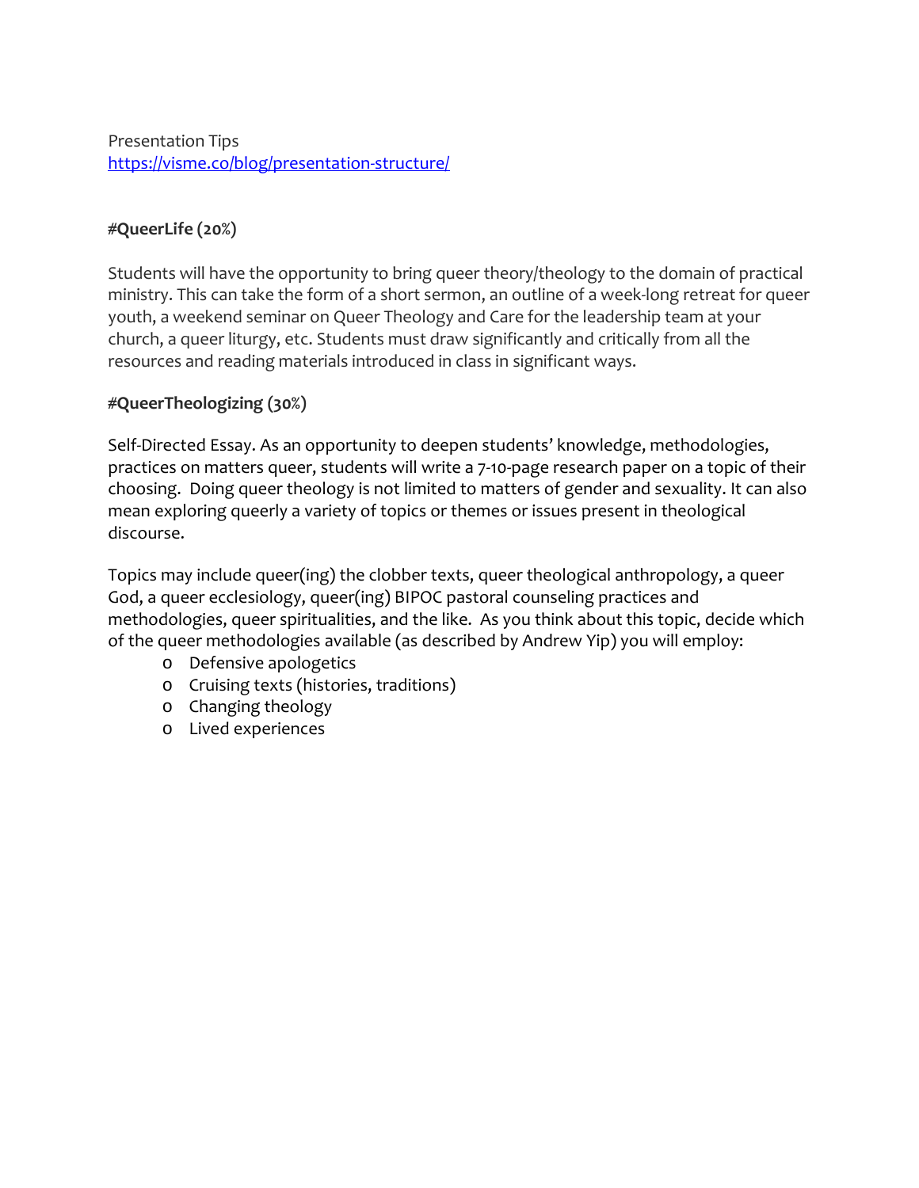Presentation Tips
https://visme.co/blog/presentation-structure/

**#QueerLife (20%)**

Students will have the opportunity to bring queer theory/theology to the domain of practical ministry. This can take the form of a short sermon, an outline of a week-long retreat for queer youth, a weekend seminar on Queer Theology and Care for the leadership team at your church, a queer liturgy, etc. Students must draw significantly and critically from all the resources and reading materials introduced in class in significant ways.

**#QueerTheologizing (30%)**

Self-Directed Essay. As an opportunity to deepen students' knowledge, methodologies, practices on matters queer, students will write a 7-10-page research paper on a topic of their choosing. Doing queer theology is not limited to matters of gender and sexuality. It can also mean exploring queerly a variety of topics or themes or issues present in theological discourse.

Topics may include queer(ing) the clobber texts, queer theological anthropology, a queer God, a queer ecclesiology, queer(ing) BIPOC pastoral counseling practices and methodologies, queer spiritualities, and the like. As you think about this topic, decide which of the queer methodologies available (as described by Andrew Yip) you will employ:

- Defensive apologetics
- Cruising texts (histories, traditions)
- Changing theology
- Lived experiences